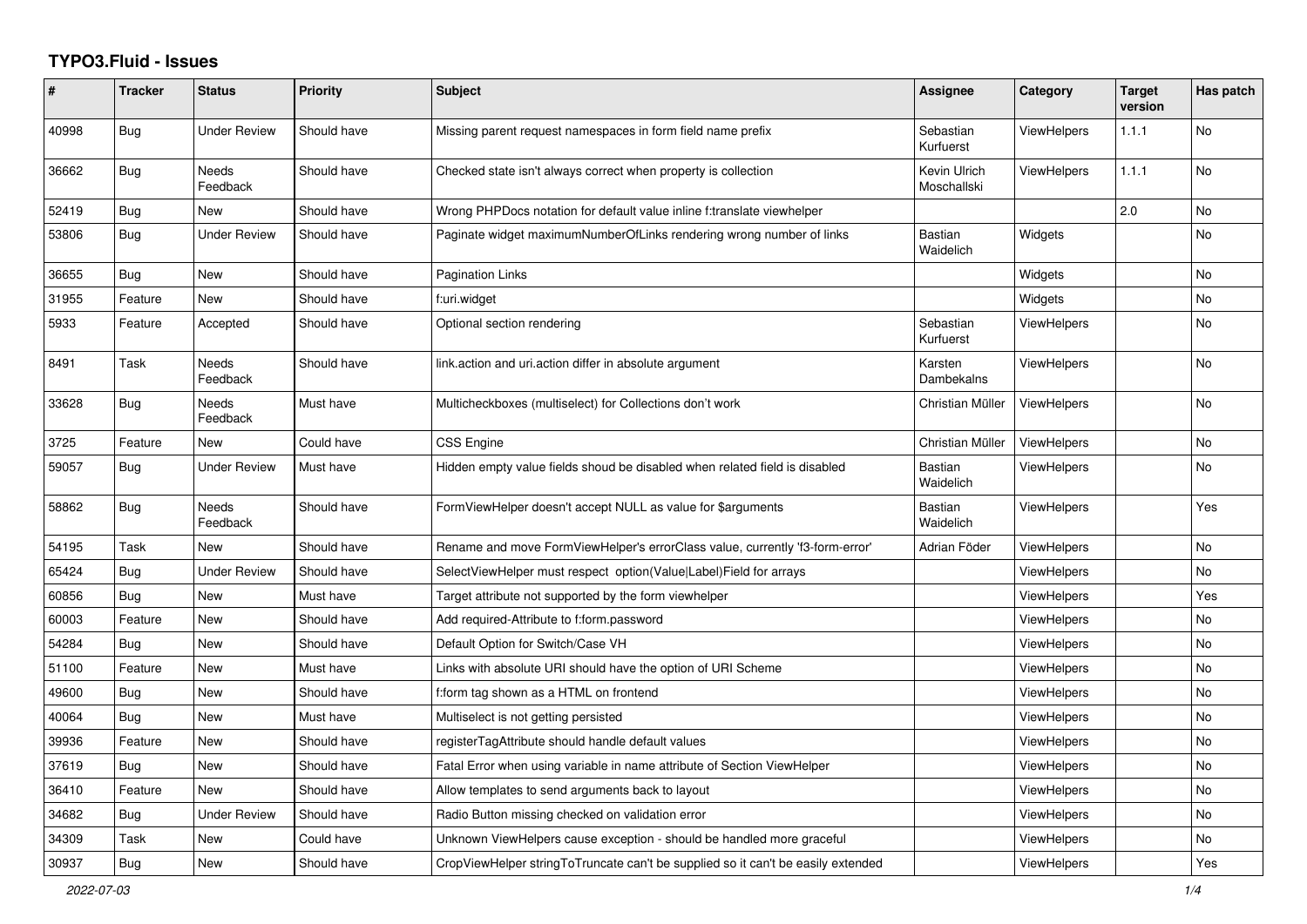# TYPO3.Fluid - Issues

| # | Tracker | Status | Priority | Subject | Assignee | Category | Target version | Has patch |
|---|---|---|---|---|---|---|---|---|
| 40998 | Bug | Under Review | Should have | Missing parent request namespaces in form field name prefix | Sebastian Kurfuerst | ViewHelpers | 1.1.1 | No |
| 36662 | Bug | Needs Feedback | Should have | Checked state isn't always correct when property is collection | Kevin Ulrich Moschallski | ViewHelpers | 1.1.1 | No |
| 52419 | Bug | New | Should have | Wrong PHPDocs notation for default value inline f:translate viewhelper | | | 2.0 | No |
| 53806 | Bug | Under Review | Should have | Paginate widget maximumNumberOfLinks rendering wrong number of links | Bastian Waidelich | Widgets | | No |
| 36655 | Bug | New | Should have | Pagination Links | | Widgets | | No |
| 31955 | Feature | New | Should have | f:uri.widget | | Widgets | | No |
| 5933 | Feature | Accepted | Should have | Optional section rendering | Sebastian Kurfuerst | ViewHelpers | | No |
| 8491 | Task | Needs Feedback | Should have | link.action and uri.action differ in absolute argument | Karsten Dambekalns | ViewHelpers | | No |
| 33628 | Bug | Needs Feedback | Must have | Multicheckboxes (multiselect) for Collections don't work | Christian Müller | ViewHelpers | | No |
| 3725 | Feature | New | Could have | CSS Engine | Christian Müller | ViewHelpers | | No |
| 59057 | Bug | Under Review | Must have | Hidden empty value fields shoud be disabled when related field is disabled | Bastian Waidelich | ViewHelpers | | No |
| 58862 | Bug | Needs Feedback | Should have | FormViewHelper doesn't accept NULL as value for $arguments | Bastian Waidelich | ViewHelpers | | Yes |
| 54195 | Task | New | Should have | Rename and move FormViewHelper's errorClass value, currently 'f3-form-error' | Adrian Föder | ViewHelpers | | No |
| 65424 | Bug | Under Review | Should have | SelectViewHelper must respect option(Value\|Label)Field for arrays | | ViewHelpers | | No |
| 60856 | Bug | New | Must have | Target attribute not supported by the form viewhelper | | ViewHelpers | | Yes |
| 60003 | Feature | New | Should have | Add required-Attribute to f:form.password | | ViewHelpers | | No |
| 54284 | Bug | New | Should have | Default Option for Switch/Case VH | | ViewHelpers | | No |
| 51100 | Feature | New | Must have | Links with absolute URI should have the option of URI Scheme | | ViewHelpers | | No |
| 49600 | Bug | New | Should have | f:form tag shown as a HTML on frontend | | ViewHelpers | | No |
| 40064 | Bug | New | Must have | Multiselect is not getting persisted | | ViewHelpers | | No |
| 39936 | Feature | New | Should have | registerTagAttribute should handle default values | | ViewHelpers | | No |
| 37619 | Bug | New | Should have | Fatal Error when using variable in name attribute of Section ViewHelper | | ViewHelpers | | No |
| 36410 | Feature | New | Should have | Allow templates to send arguments back to layout | | ViewHelpers | | No |
| 34682 | Bug | Under Review | Should have | Radio Button missing checked on validation error | | ViewHelpers | | No |
| 34309 | Task | New | Could have | Unknown ViewHelpers cause exception - should be handled more graceful | | ViewHelpers | | No |
| 30937 | Bug | New | Should have | CropViewHelper stringToTruncate can't be supplied so it can't be easily extended | | ViewHelpers | | Yes |

*2022-07-03*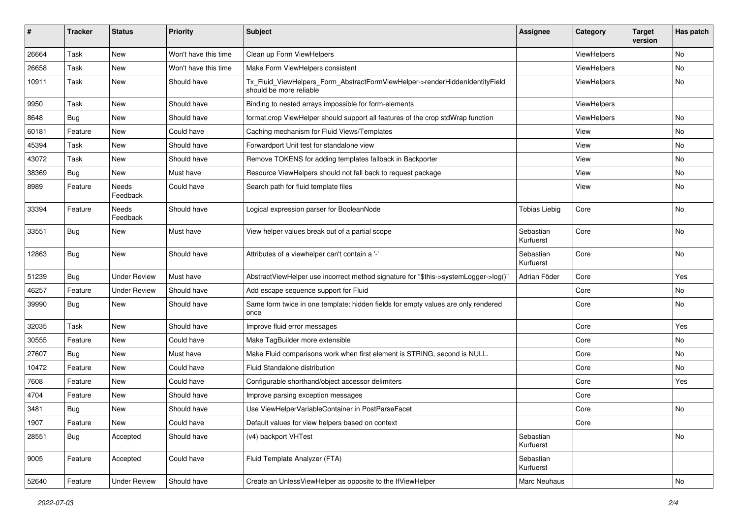| # | Tracker | Status | Priority | Subject | Assignee | Category | Target version | Has patch |
|---|---|---|---|---|---|---|---|---|
| 26664 | Task | New | Won't have this time | Clean up Form ViewHelpers | | ViewHelpers | | No |
| 26658 | Task | New | Won't have this time | Make Form ViewHelpers consistent | | ViewHelpers | | No |
| 10911 | Task | New | Should have | Tx_Fluid_ViewHelpers_Form_AbstractFormViewHelper->renderHiddenIdentityField should be more reliable | | ViewHelpers | | No |
| 9950 | Task | New | Should have | Binding to nested arrays impossible for form-elements | | ViewHelpers | | |
| 8648 | Bug | New | Should have | format.crop ViewHelper should support all features of the crop stdWrap function | | ViewHelpers | | No |
| 60181 | Feature | New | Could have | Caching mechanism for Fluid Views/Templates | | View | | No |
| 45394 | Task | New | Should have | Forwardport Unit test for standalone view | | View | | No |
| 43072 | Task | New | Should have | Remove TOKENS for adding templates fallback in Backporter | | View | | No |
| 38369 | Bug | New | Must have | Resource ViewHelpers should not fall back to request package | | View | | No |
| 8989 | Feature | Needs Feedback | Could have | Search path for fluid template files | | View | | No |
| 33394 | Feature | Needs Feedback | Should have | Logical expression parser for BooleanNode | Tobias Liebig | Core | | No |
| 33551 | Bug | New | Must have | View helper values break out of a partial scope | Sebastian Kurfuerst | Core | | No |
| 12863 | Bug | New | Should have | Attributes of a viewhelper can't contain a '-' | Sebastian Kurfuerst | Core | | No |
| 51239 | Bug | Under Review | Must have | AbstractViewHelper use incorrect method signature for "$this->systemLogger->log()" | Adrian Föder | Core | | Yes |
| 46257 | Feature | Under Review | Should have | Add escape sequence support for Fluid | | Core | | No |
| 39990 | Bug | New | Should have | Same form twice in one template: hidden fields for empty values are only rendered once | | Core | | No |
| 32035 | Task | New | Should have | Improve fluid error messages | | Core | | Yes |
| 30555 | Feature | New | Could have | Make TagBuilder more extensible | | Core | | No |
| 27607 | Bug | New | Must have | Make Fluid comparisons work when first element is STRING, second is NULL. | | Core | | No |
| 10472 | Feature | New | Could have | Fluid Standalone distribution | | Core | | No |
| 7608 | Feature | New | Could have | Configurable shorthand/object accessor delimiters | | Core | | Yes |
| 4704 | Feature | New | Should have | Improve parsing exception messages | | Core | | |
| 3481 | Bug | New | Should have | Use ViewHelperVariableContainer in PostParseFacet | | Core | | No |
| 1907 | Feature | New | Could have | Default values for view helpers based on context | | Core | | |
| 28551 | Bug | Accepted | Should have | (v4) backport VHTest | Sebastian Kurfuerst | | | No |
| 9005 | Feature | Accepted | Could have | Fluid Template Analyzer (FTA) | Sebastian Kurfuerst | | | |
| 52640 | Feature | Under Review | Should have | Create an UnlessViewHelper as opposite to the IfViewHelper | Marc Neuhaus | | | No |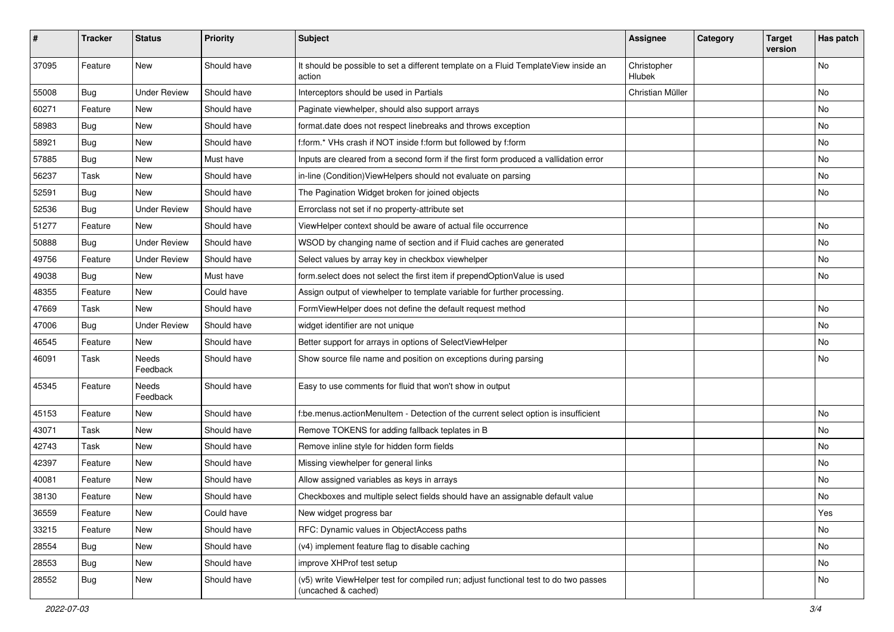| # | Tracker | Status | Priority | Subject | Assignee | Category | Target version | Has patch |
|---|---|---|---|---|---|---|---|---|
| 37095 | Feature | New | Should have | It should be possible to set a different template on a Fluid TemplateView inside an action | Christopher Hlubek | | | No |
| 55008 | Bug | Under Review | Should have | Interceptors should be used in Partials | Christian Müller | | | No |
| 60271 | Feature | New | Should have | Paginate viewhelper, should also support arrays | | | | No |
| 58983 | Bug | New | Should have | format.date does not respect linebreaks and throws exception | | | | No |
| 58921 | Bug | New | Should have | f:form.* VHs crash if NOT inside f:form but followed by f:form | | | | No |
| 57885 | Bug | New | Must have | Inputs are cleared from a second form if the first form produced a vallidation error | | | | No |
| 56237 | Task | New | Should have | in-line (Condition)ViewHelpers should not evaluate on parsing | | | | No |
| 52591 | Bug | New | Should have | The Pagination Widget broken for joined objects | | | | No |
| 52536 | Bug | Under Review | Should have | Errorclass not set if no property-attribute set | | | | |
| 51277 | Feature | New | Should have | ViewHelper context should be aware of actual file occurrence | | | | No |
| 50888 | Bug | Under Review | Should have | WSOD by changing name of section and if Fluid caches are generated | | | | No |
| 49756 | Feature | Under Review | Should have | Select values by array key in checkbox viewhelper | | | | No |
| 49038 | Bug | New | Must have | form.select does not select the first item if prependOptionValue is used | | | | No |
| 48355 | Feature | New | Could have | Assign output of viewhelper to template variable for further processing. | | | | |
| 47669 | Task | New | Should have | FormViewHelper does not define the default request method | | | | No |
| 47006 | Bug | Under Review | Should have | widget identifier are not unique | | | | No |
| 46545 | Feature | New | Should have | Better support for arrays in options of SelectViewHelper | | | | No |
| 46091 | Task | Needs Feedback | Should have | Show source file name and position on exceptions during parsing | | | | No |
| 45345 | Feature | Needs Feedback | Should have | Easy to use comments for fluid that won't show in output | | | | |
| 45153 | Feature | New | Should have | f:be.menus.actionMenuItem - Detection of the current select option is insufficient | | | | No |
| 43071 | Task | New | Should have | Remove TOKENS for adding fallback teplates in B | | | | No |
| 42743 | Task | New | Should have | Remove inline style for hidden form fields | | | | No |
| 42397 | Feature | New | Should have | Missing viewhelper for general links | | | | No |
| 40081 | Feature | New | Should have | Allow assigned variables as keys in arrays | | | | No |
| 38130 | Feature | New | Should have | Checkboxes and multiple select fields should have an assignable default value | | | | No |
| 36559 | Feature | New | Could have | New widget progress bar | | | | Yes |
| 33215 | Feature | New | Should have | RFC: Dynamic values in ObjectAccess paths | | | | No |
| 28554 | Bug | New | Should have | (v4) implement feature flag to disable caching | | | | No |
| 28553 | Bug | New | Should have | improve XHProf test setup | | | | No |
| 28552 | Bug | New | Should have | (v5) write ViewHelper test for compiled run; adjust functional test to do two passes (uncached & cached) | | | | No |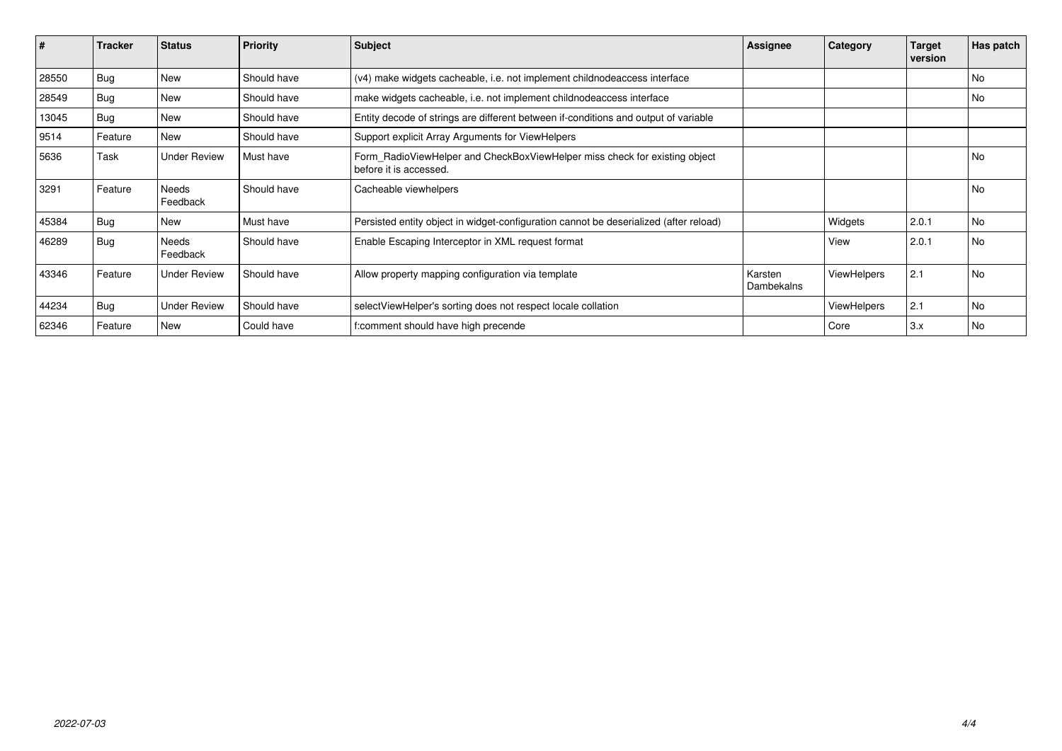| # | Tracker | Status | Priority | Subject | Assignee | Category | Target version | Has patch |
|---|---|---|---|---|---|---|---|---|
| 28550 | Bug | New | Should have | (v4) make widgets cacheable, i.e. not implement childnodeaccess interface | | | | No |
| 28549 | Bug | New | Should have | make widgets cacheable, i.e. not implement childnodeaccess interface | | | | No |
| 13045 | Bug | New | Should have | Entity decode of strings are different between if-conditions and output of variable | | | | |
| 9514 | Feature | New | Should have | Support explicit Array Arguments for ViewHelpers | | | | |
| 5636 | Task | Under Review | Must have | Form_RadioViewHelper and CheckBoxViewHelper miss check for existing object before it is accessed. | | | | No |
| 3291 | Feature | Needs Feedback | Should have | Cacheable viewhelpers | | | | No |
| 45384 | Bug | New | Must have | Persisted entity object in widget-configuration cannot be deserialized (after reload) | | Widgets | 2.0.1 | No |
| 46289 | Bug | Needs Feedback | Should have | Enable Escaping Interceptor in XML request format | | View | 2.0.1 | No |
| 43346 | Feature | Under Review | Should have | Allow property mapping configuration via template | Karsten Dambekalns | ViewHelpers | 2.1 | No |
| 44234 | Bug | Under Review | Should have | selectViewHelper's sorting does not respect locale collation | | ViewHelpers | 2.1 | No |
| 62346 | Feature | New | Could have | f:comment should have high precende | | Core | 3.x | No |

*2022-07-03*